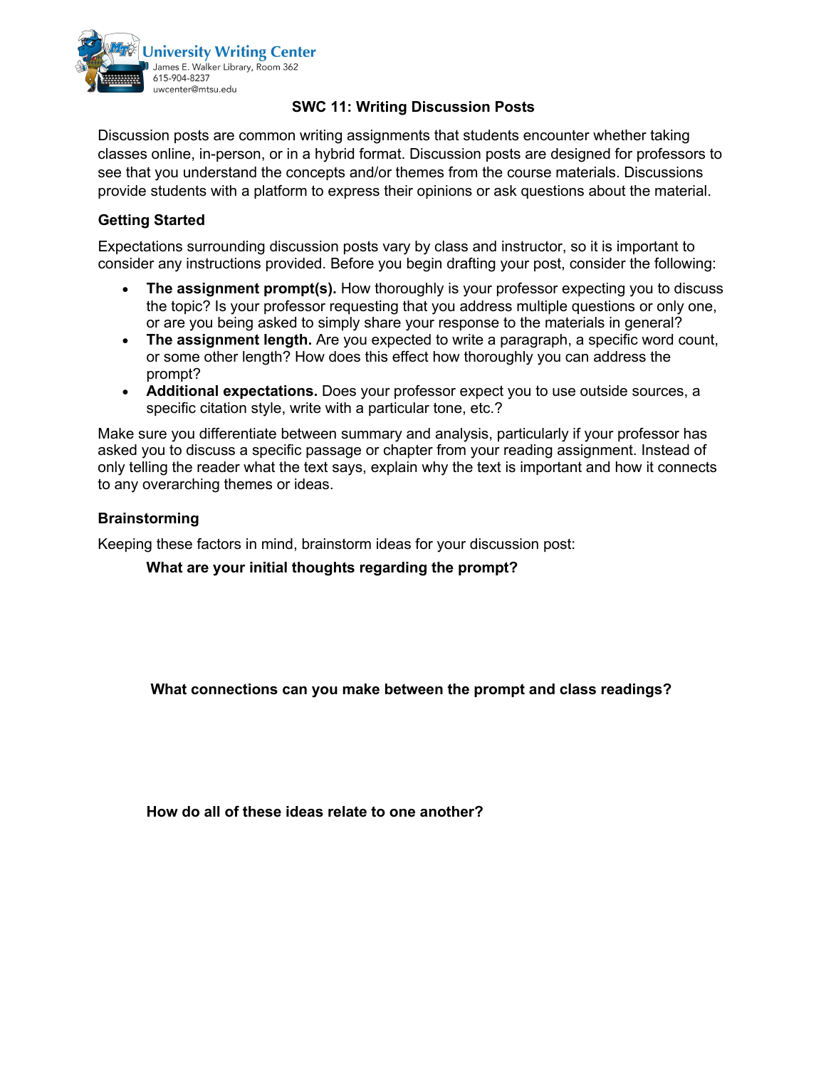University Writing Center
James E. Walker Library, Room 362
615-904-8237
uwcenter@mtsu.edu

# SWC 11: Writing Discussion Posts

Discussion posts are common writing assignments that students encounter whether taking classes online, in-person, or in a hybrid format. Discussion posts are designed for professors to see that you understand the concepts and/or themes from the course materials. Discussions provide students with a platform to express their opinions or ask questions about the material.

## Getting Started

Expectations surrounding discussion posts vary by class and instructor, so it is important to consider any instructions provided. Before you begin drafting your post, consider the following:

- **The assignment prompt(s).** How thoroughly is your professor expecting you to discuss the topic? Is your professor requesting that you address multiple questions or only one, or are you being asked to simply share your response to the materials in general?
- **The assignment length.** Are you expected to write a paragraph, a specific word count, or some other length? How does this effect how thoroughly you can address the prompt?
- **Additional expectations.** Does your professor expect you to use outside sources, a specific citation style, write with a particular tone, etc.?

Make sure you differentiate between summary and analysis, particularly if your professor has asked you to discuss a specific passage or chapter from your reading assignment. Instead of only telling the reader what the text says, explain why the text is important and how it connects to any overarching themes or ideas.

## Brainstorming

Keeping these factors in mind, brainstorm ideas for your discussion post:

**What are your initial thoughts regarding the prompt?**

**What connections can you make between the prompt and class readings?**

**How do all of these ideas relate to one another?**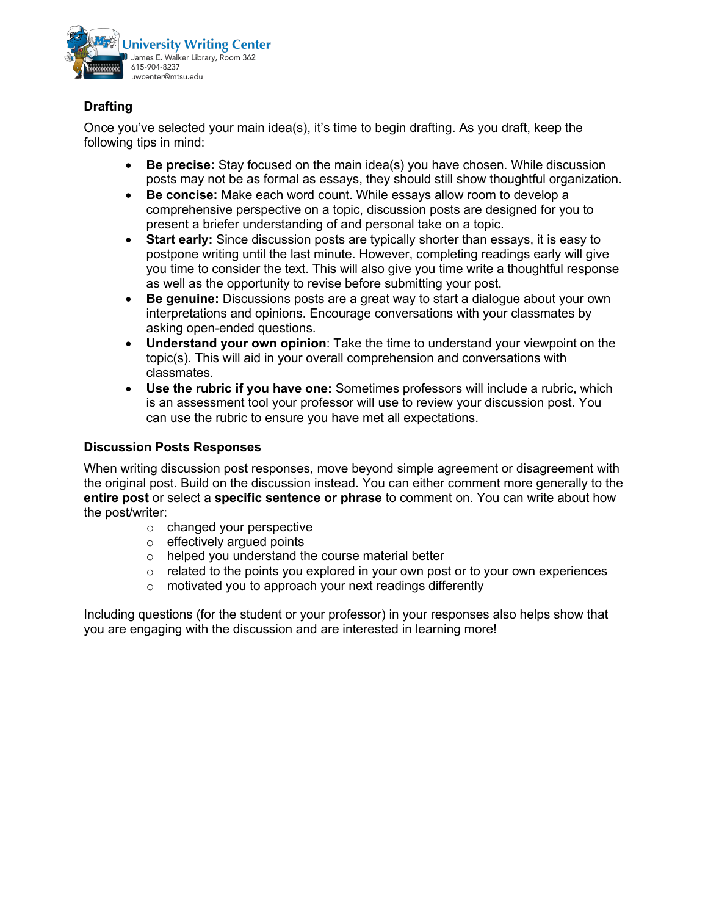## Drafting

Once you've selected your main idea(s), it's time to begin drafting. As you draft, keep the following tips in mind:

- **Be precise:** Stay focused on the main idea(s) you have chosen. While discussion posts may not be as formal as essays, they should still show thoughtful organization.
- **Be concise:** Make each word count. While essays allow room to develop a comprehensive perspective on a topic, discussion posts are designed for you to present a briefer understanding of and personal take on a topic.
- **Start early:** Since discussion posts are typically shorter than essays, it is easy to postpone writing until the last minute. However, completing readings early will give you time to consider the text. This will also give you time write a thoughtful response as well as the opportunity to revise before submitting your post.
- **Be genuine:** Discussions posts are a great way to start a dialogue about your own interpretations and opinions. Encourage conversations with your classmates by asking open-ended questions.
- **Understand your own opinion**: Take the time to understand your viewpoint on the topic(s). This will aid in your overall comprehension and conversations with classmates.
- **Use the rubric if you have one:** Sometimes professors will include a rubric, which is an assessment tool your professor will use to review your discussion post. You can use the rubric to ensure you have met all expectations.

## Discussion Posts Responses

When writing discussion post responses, move beyond simple agreement or disagreement with the original post. Build on the discussion instead. You can either comment more generally to the **entire post** or select a **specific sentence or phrase** to comment on. You can write about how the post/writer:

- changed your perspective
- effectively argued points
- helped you understand the course material better
- related to the points you explored in your own post or to your own experiences
- motivated you to approach your next readings differently

Including questions (for the student or your professor) in your responses also helps show that you are engaging with the discussion and are interested in learning more!